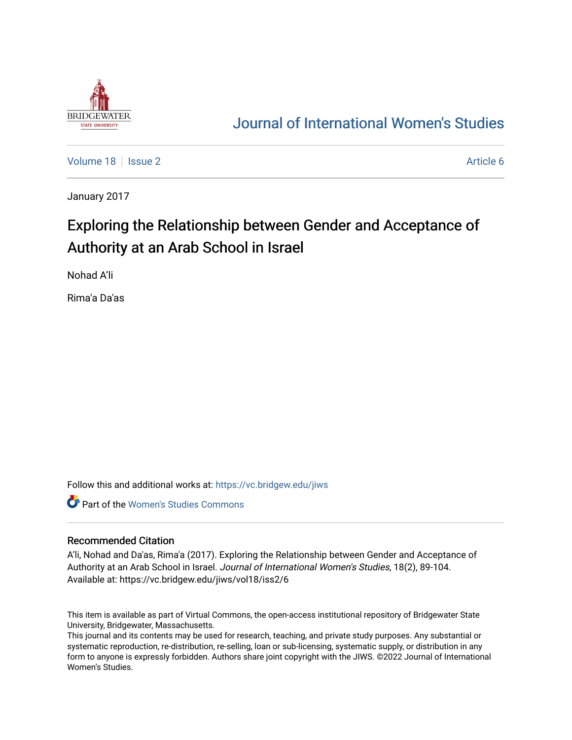# Journal of International Women's Studies

Volume 18 | Issue 2 | Article 6

January 2017

## Exploring the Relationship between Gender and Acceptance of Authority at an Arab School in Israel

Nohad A'li

Rima'a Da'as

Follow this and additional works at: https://vc.bridgew.edu/jiws

Part of the Women's Studies Commons

### Recommended Citation

A'li, Nohad and Da'as, Rima'a (2017). Exploring the Relationship between Gender and Acceptance of Authority at an Arab School in Israel. *Journal of International Women's Studies*, 18(2), 89-104. Available at: https://vc.bridgew.edu/jiws/vol18/iss2/6

This item is available as part of Virtual Commons, the open-access institutional repository of Bridgewater State University, Bridgewater, Massachusetts.

This journal and its contents may be used for research, teaching, and private study purposes. Any substantial or systematic reproduction, re-distribution, re-selling, loan or sub-licensing, systematic supply, or distribution in any form to anyone is expressly forbidden. Authors share joint copyright with the JIWS. ©2022 Journal of International Women's Studies.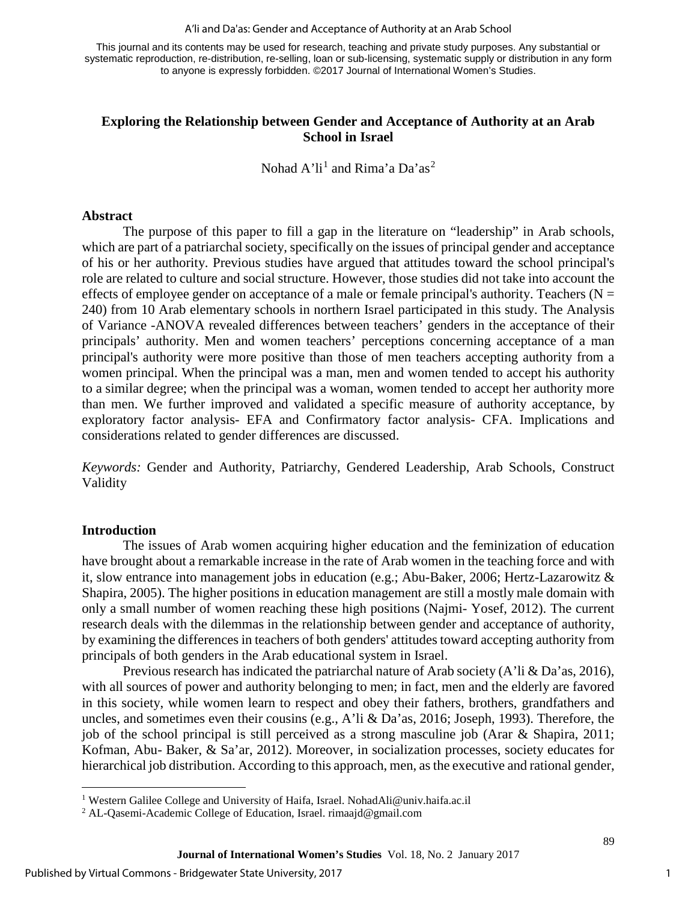This journal and its contents may be used for research, teaching and private study purposes. Any substantial or systematic reproduction, re-distribution, re-selling, loan or sub-licensing, systematic supply or distribution in any form to anyone is expressly forbidden. ©2017 Journal of International Women's Studies.

# Exploring the Relationship between Gender and Acceptance of Authority at an Arab School in Israel

Nohad A'li[1] and Rima'a Da'as[2]

## Abstract

The purpose of this paper to fill a gap in the literature on "leadership" in Arab schools, which are part of a patriarchal society, specifically on the issues of principal gender and acceptance of his or her authority. Previous studies have argued that attitudes toward the school principal's role are related to culture and social structure. However, those studies did not take into account the effects of employee gender on acceptance of a male or female principal's authority. Teachers ($N = 240$) from 10 Arab elementary schools in northern Israel participated in this study. The Analysis of Variance -ANOVA revealed differences between teachers' genders in the acceptance of their principals' authority. Men and women teachers' perceptions concerning acceptance of a man principal's authority were more positive than those of men teachers accepting authority from a women principal. When the principal was a man, men and women tended to accept his authority to a similar degree; when the principal was a woman, women tended to accept her authority more than men. We further improved and validated a specific measure of authority acceptance, by exploratory factor analysis- EFA and Confirmatory factor analysis- CFA. Implications and considerations related to gender differences are discussed.

*Keywords:* Gender and Authority, Patriarchy, Gendered Leadership, Arab Schools, Construct Validity

## Introduction

The issues of Arab women acquiring higher education and the feminization of education have brought about a remarkable increase in the rate of Arab women in the teaching force and with it, slow entrance into management jobs in education (e.g.; Abu-Baker, 2006; Hertz-Lazarowitz & Shapira, 2005). The higher positions in education management are still a mostly male domain with only a small number of women reaching these high positions (Najmi- Yosef, 2012). The current research deals with the dilemmas in the relationship between gender and acceptance of authority, by examining the differences in teachers of both genders' attitudes toward accepting authority from principals of both genders in the Arab educational system in Israel.

Previous research has indicated the patriarchal nature of Arab society (A'li & Da'as, 2016), with all sources of power and authority belonging to men; in fact, men and the elderly are favored in this society, while women learn to respect and obey their fathers, brothers, grandfathers and uncles, and sometimes even their cousins (e.g., A'li & Da'as, 2016; Joseph, 1993). Therefore, the job of the school principal is still perceived as a strong masculine job (Arar & Shapira, 2011; Kofman, Abu- Baker, & Sa'ar, 2012). Moreover, in socialization processes, society educates for hierarchical job distribution. According to this approach, men, as the executive and rational gender,

[1] Western Galilee College and University of Haifa, Israel. NohadAli@univ.haifa.ac.il

[2] AL-Qasemi-Academic College of Education, Israel. rimaajd@gmail.com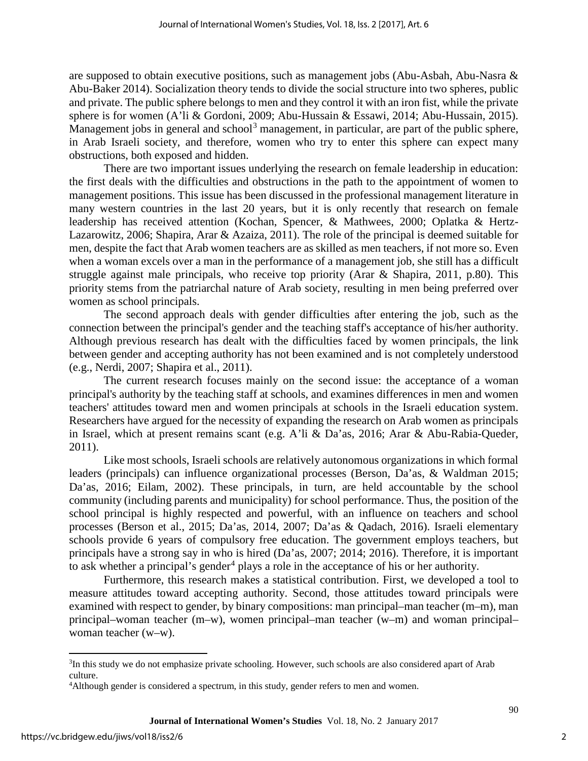are supposed to obtain executive positions, such as management jobs (Abu-Asbah, Abu-Nasra & Abu-Baker 2014). Socialization theory tends to divide the social structure into two spheres, public and private. The public sphere belongs to men and they control it with an iron fist, while the private sphere is for women (A'li & Gordoni, 2009; Abu-Hussain & Essawi, 2014; Abu-Hussain, 2015). Management jobs in general and school[3] management, in particular, are part of the public sphere, in Arab Israeli society, and therefore, women who try to enter this sphere can expect many obstructions, both exposed and hidden.

There are two important issues underlying the research on female leadership in education: the first deals with the difficulties and obstructions in the path to the appointment of women to management positions. This issue has been discussed in the professional management literature in many western countries in the last 20 years, but it is only recently that research on female leadership has received attention (Kochan, Spencer, & Mathwees, 2000; Oplatka & Hertz-Lazarowitz, 2006; Shapira, Arar & Azaiza, 2011). The role of the principal is deemed suitable for men, despite the fact that Arab women teachers are as skilled as men teachers, if not more so. Even when a woman excels over a man in the performance of a management job, she still has a difficult struggle against male principals, who receive top priority (Arar & Shapira, 2011, p.80). This priority stems from the patriarchal nature of Arab society, resulting in men being preferred over women as school principals.

The second approach deals with gender difficulties after entering the job, such as the connection between the principal's gender and the teaching staff's acceptance of his/her authority. Although previous research has dealt with the difficulties faced by women principals, the link between gender and accepting authority has not been examined and is not completely understood (e.g., Nerdi, 2007; Shapira et al., 2011).

The current research focuses mainly on the second issue: the acceptance of a woman principal's authority by the teaching staff at schools, and examines differences in men and women teachers' attitudes toward men and women principals at schools in the Israeli education system. Researchers have argued for the necessity of expanding the research on Arab women as principals in Israel, which at present remains scant (e.g. A'li & Da'as, 2016; Arar & Abu-Rabia-Queder, 2011).

Like most schools, Israeli schools are relatively autonomous organizations in which formal leaders (principals) can influence organizational processes (Berson, Da'as, & Waldman 2015; Da'as, 2016; Eilam, 2002). These principals, in turn, are held accountable by the school community (including parents and municipality) for school performance. Thus, the position of the school principal is highly respected and powerful, with an influence on teachers and school processes (Berson et al., 2015; Da'as, 2014, 2007; Da'as & Qadach, 2016). Israeli elementary schools provide 6 years of compulsory free education. The government employs teachers, but principals have a strong say in who is hired (Da'as, 2007; 2014; 2016). Therefore, it is important to ask whether a principal's gender[4] plays a role in the acceptance of his or her authority.

Furthermore, this research makes a statistical contribution. First, we developed a tool to measure attitudes toward accepting authority. Second, those attitudes toward principals were examined with respect to gender, by binary compositions: man principal–man teacher (m–m), man principal–woman teacher (m–w), women principal–man teacher (w–m) and woman principal–woman teacher (w–w).

---

[3]In this study we do not emphasize private schooling. However, such schools are also considered apart of Arab culture.

[4]Although gender is considered a spectrum, in this study, gender refers to men and women.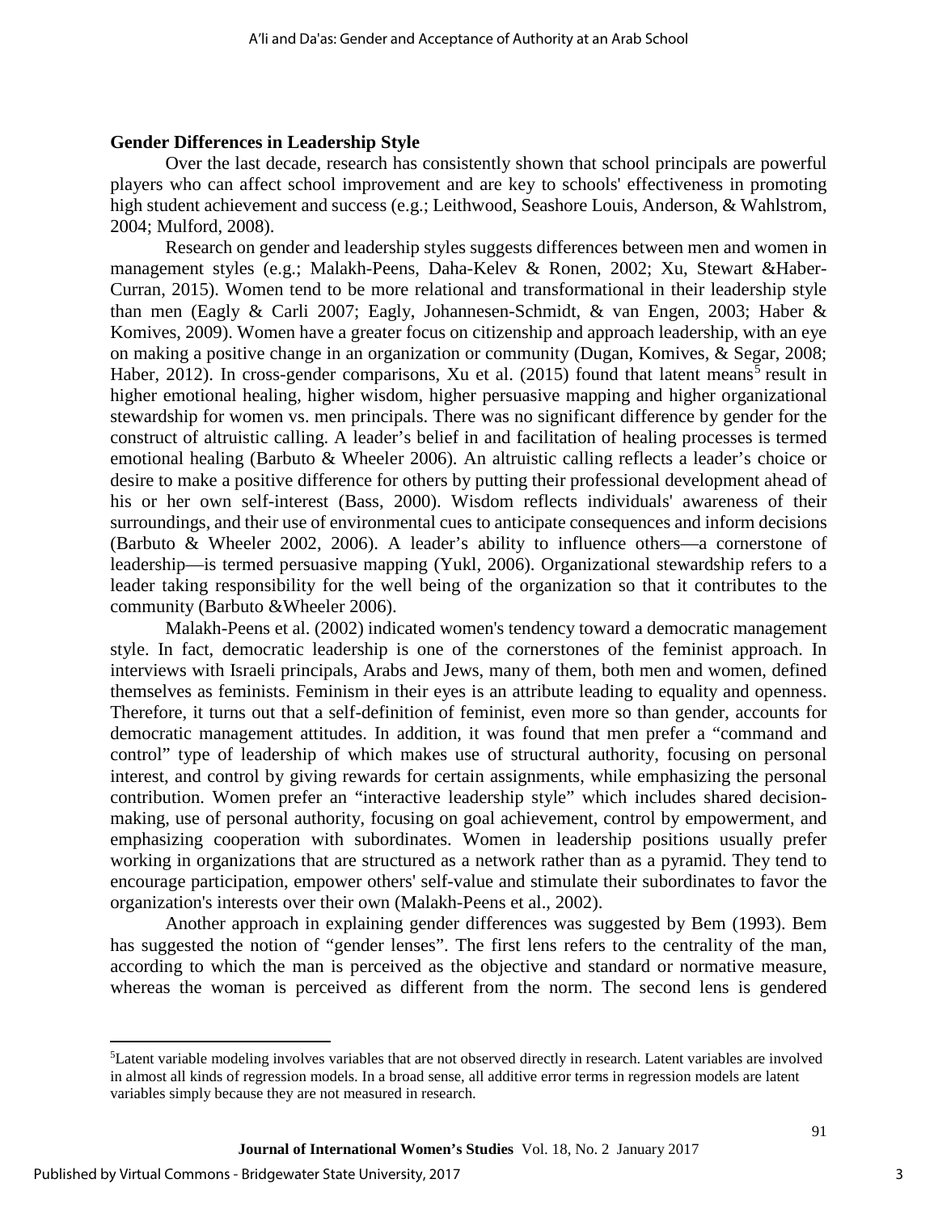### Gender Differences in Leadership Style

Over the last decade, research has consistently shown that school principals are powerful players who can affect school improvement and are key to schools' effectiveness in promoting high student achievement and success (e.g.; Leithwood, Seashore Louis, Anderson, & Wahlstrom, 2004; Mulford, 2008).

Research on gender and leadership styles suggests differences between men and women in management styles (e.g.; Malakh-Peens, Daha-Kelev & Ronen, 2002; Xu, Stewart &Haber-Curran, 2015). Women tend to be more relational and transformational in their leadership style than men (Eagly & Carli 2007; Eagly, Johannesen-Schmidt, & van Engen, 2003; Haber & Komives, 2009). Women have a greater focus on citizenship and approach leadership, with an eye on making a positive change in an organization or community (Dugan, Komives, & Segar, 2008; Haber, 2012). In cross-gender comparisons, Xu et al. (2015) found that latent means[5] result in higher emotional healing, higher wisdom, higher persuasive mapping and higher organizational stewardship for women vs. men principals. There was no significant difference by gender for the construct of altruistic calling. A leader's belief in and facilitation of healing processes is termed emotional healing (Barbuto & Wheeler 2006). An altruistic calling reflects a leader's choice or desire to make a positive difference for others by putting their professional development ahead of his or her own self-interest (Bass, 2000). Wisdom reflects individuals' awareness of their surroundings, and their use of environmental cues to anticipate consequences and inform decisions (Barbuto & Wheeler 2002, 2006). A leader's ability to influence others—a cornerstone of leadership—is termed persuasive mapping (Yukl, 2006). Organizational stewardship refers to a leader taking responsibility for the well being of the organization so that it contributes to the community (Barbuto &Wheeler 2006).

Malakh-Peens et al. (2002) indicated women's tendency toward a democratic management style. In fact, democratic leadership is one of the cornerstones of the feminist approach. In interviews with Israeli principals, Arabs and Jews, many of them, both men and women, defined themselves as feminists. Feminism in their eyes is an attribute leading to equality and openness. Therefore, it turns out that a self-definition of feminist, even more so than gender, accounts for democratic management attitudes. In addition, it was found that men prefer a "command and control" type of leadership of which makes use of structural authority, focusing on personal interest, and control by giving rewards for certain assignments, while emphasizing the personal contribution. Women prefer an "interactive leadership style" which includes shared decision-making, use of personal authority, focusing on goal achievement, control by empowerment, and emphasizing cooperation with subordinates. Women in leadership positions usually prefer working in organizations that are structured as a network rather than as a pyramid. They tend to encourage participation, empower others' self-value and stimulate their subordinates to favor the organization's interests over their own (Malakh-Peens et al., 2002).

Another approach in explaining gender differences was suggested by Bem (1993). Bem has suggested the notion of "gender lenses". The first lens refers to the centrality of the man, according to which the man is perceived as the objective and standard or normative measure, whereas the woman is perceived as different from the norm. The second lens is gendered

---

[5]Latent variable modeling involves variables that are not observed directly in research. Latent variables are involved in almost all kinds of regression models. In a broad sense, all additive error terms in regression models are latent variables simply because they are not measured in research.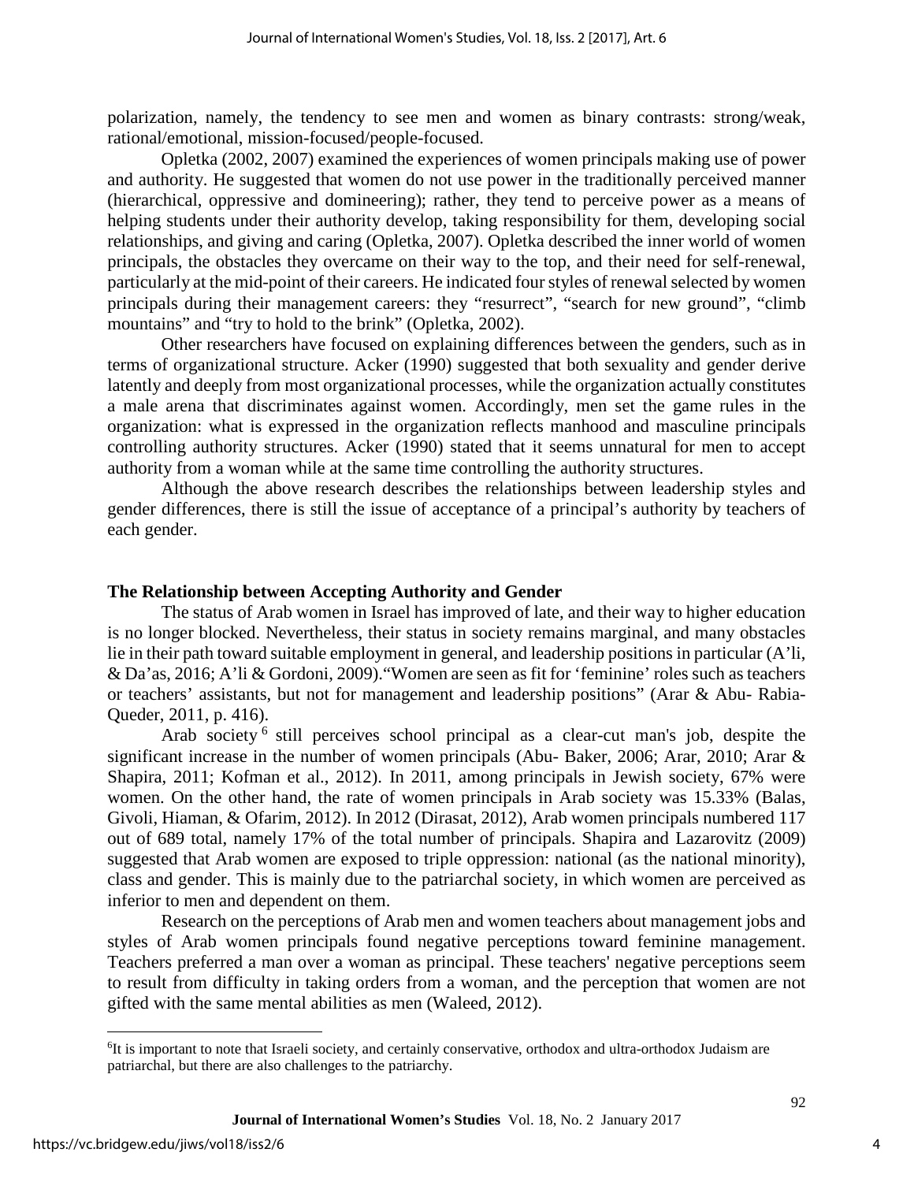polarization, namely, the tendency to see men and women as binary contrasts: strong/weak, rational/emotional, mission-focused/people-focused.

Opletka (2002, 2007) examined the experiences of women principals making use of power and authority. He suggested that women do not use power in the traditionally perceived manner (hierarchical, oppressive and domineering); rather, they tend to perceive power as a means of helping students under their authority develop, taking responsibility for them, developing social relationships, and giving and caring (Opletka, 2007). Opletka described the inner world of women principals, the obstacles they overcame on their way to the top, and their need for self-renewal, particularly at the mid-point of their careers. He indicated four styles of renewal selected by women principals during their management careers: they "resurrect", "search for new ground", "climb mountains" and "try to hold to the brink" (Opletka, 2002).

Other researchers have focused on explaining differences between the genders, such as in terms of organizational structure. Acker (1990) suggested that both sexuality and gender derive latently and deeply from most organizational processes, while the organization actually constitutes a male arena that discriminates against women. Accordingly, men set the game rules in the organization: what is expressed in the organization reflects manhood and masculine principals controlling authority structures. Acker (1990) stated that it seems unnatural for men to accept authority from a woman while at the same time controlling the authority structures.

Although the above research describes the relationships between leadership styles and gender differences, there is still the issue of acceptance of a principal's authority by teachers of each gender.

## The Relationship between Accepting Authority and Gender

The status of Arab women in Israel has improved of late, and their way to higher education is no longer blocked. Nevertheless, their status in society remains marginal, and many obstacles lie in their path toward suitable employment in general, and leadership positions in particular (A'li, & Da'as, 2016; A'li & Gordoni, 2009)."Women are seen as fit for 'feminine' roles such as teachers or teachers' assistants, but not for management and leadership positions" (Arar & Abu- Rabia-Queder, 2011, p. 416).

Arab society [6] still perceives school principal as a clear-cut man's job, despite the significant increase in the number of women principals (Abu- Baker, 2006; Arar, 2010; Arar & Shapira, 2011; Kofman et al., 2012). In 2011, among principals in Jewish society, 67% were women. On the other hand, the rate of women principals in Arab society was 15.33% (Balas, Givoli, Hiaman, & Ofarim, 2012). In 2012 (Dirasat, 2012), Arab women principals numbered 117 out of 689 total, namely 17% of the total number of principals. Shapira and Lazarovitz (2009) suggested that Arab women are exposed to triple oppression: national (as the national minority), class and gender. This is mainly due to the patriarchal society, in which women are perceived as inferior to men and dependent on them.

Research on the perceptions of Arab men and women teachers about management jobs and styles of Arab women principals found negative perceptions toward feminine management. Teachers preferred a man over a woman as principal. These teachers' negative perceptions seem to result from difficulty in taking orders from a woman, and the perception that women are not gifted with the same mental abilities as men (Waleed, 2012).

[6] It is important to note that Israeli society, and certainly conservative, orthodox and ultra-orthodox Judaism are patriarchal, but there are also challenges to the patriarchy.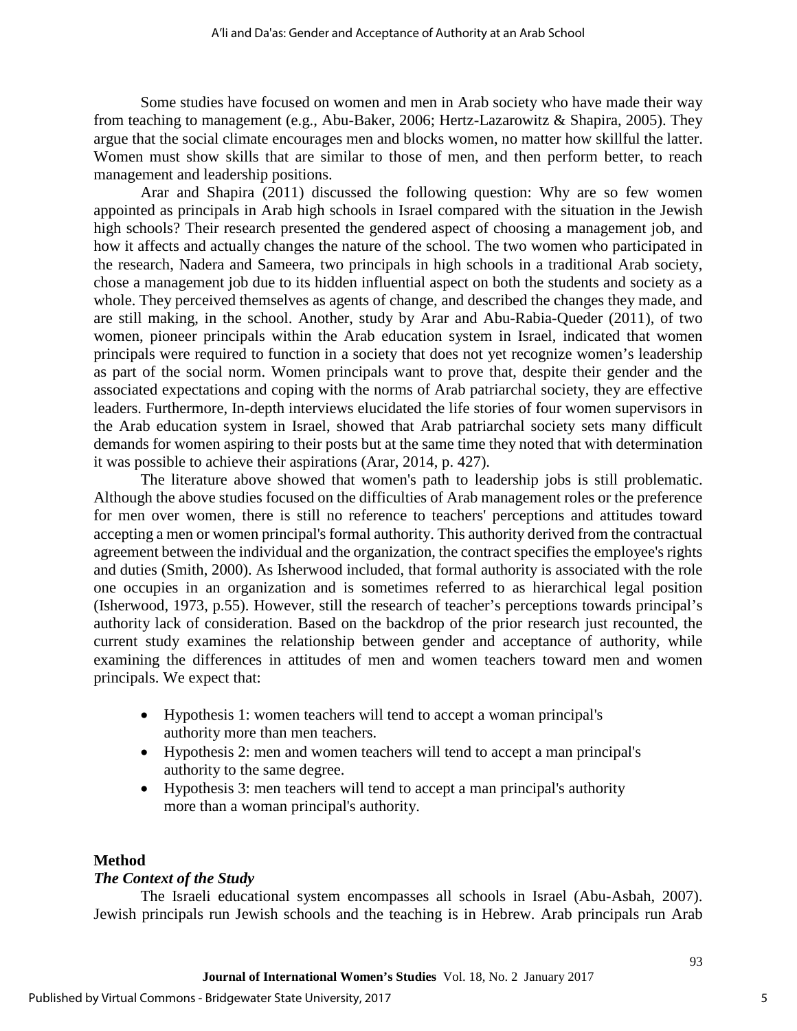Some studies have focused on women and men in Arab society who have made their way from teaching to management (e.g., Abu-Baker, 2006; Hertz-Lazarowitz & Shapira, 2005). They argue that the social climate encourages men and blocks women, no matter how skillful the latter. Women must show skills that are similar to those of men, and then perform better, to reach management and leadership positions.

Arar and Shapira (2011) discussed the following question: Why are so few women appointed as principals in Arab high schools in Israel compared with the situation in the Jewish high schools? Their research presented the gendered aspect of choosing a management job, and how it affects and actually changes the nature of the school. The two women who participated in the research, Nadera and Sameera, two principals in high schools in a traditional Arab society, chose a management job due to its hidden influential aspect on both the students and society as a whole. They perceived themselves as agents of change, and described the changes they made, and are still making, in the school. Another, study by Arar and Abu-Rabia-Queder (2011), of two women, pioneer principals within the Arab education system in Israel, indicated that women principals were required to function in a society that does not yet recognize women's leadership as part of the social norm. Women principals want to prove that, despite their gender and the associated expectations and coping with the norms of Arab patriarchal society, they are effective leaders. Furthermore, In-depth interviews elucidated the life stories of four women supervisors in the Arab education system in Israel, showed that Arab patriarchal society sets many difficult demands for women aspiring to their posts but at the same time they noted that with determination it was possible to achieve their aspirations (Arar, 2014, p. 427).

The literature above showed that women's path to leadership jobs is still problematic. Although the above studies focused on the difficulties of Arab management roles or the preference for men over women, there is still no reference to teachers' perceptions and attitudes toward accepting a men or women principal's formal authority. This authority derived from the contractual agreement between the individual and the organization, the contract specifies the employee's rights and duties (Smith, 2000). As Isherwood included, that formal authority is associated with the role one occupies in an organization and is sometimes referred to as hierarchical legal position (Isherwood, 1973, p.55). However, still the research of teacher's perceptions towards principal's authority lack of consideration. Based on the backdrop of the prior research just recounted, the current study examines the relationship between gender and acceptance of authority, while examining the differences in attitudes of men and women teachers toward men and women principals. We expect that:

- Hypothesis 1: women teachers will tend to accept a woman principal's authority more than men teachers.
- Hypothesis 2: men and women teachers will tend to accept a man principal's authority to the same degree.
- Hypothesis 3: men teachers will tend to accept a man principal's authority more than a woman principal's authority.

## Method

### *The Context of the Study*

The Israeli educational system encompasses all schools in Israel (Abu-Asbah, 2007). Jewish principals run Jewish schools and the teaching is in Hebrew. Arab principals run Arab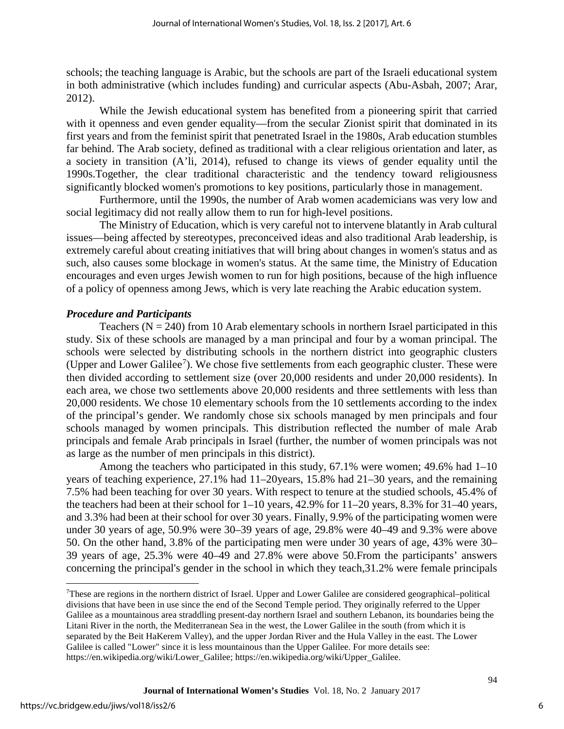schools; the teaching language is Arabic, but the schools are part of the Israeli educational system in both administrative (which includes funding) and curricular aspects (Abu-Asbah, 2007; Arar, 2012).

While the Jewish educational system has benefited from a pioneering spirit that carried with it openness and even gender equality—from the secular Zionist spirit that dominated in its first years and from the feminist spirit that penetrated Israel in the 1980s, Arab education stumbles far behind. The Arab society, defined as traditional with a clear religious orientation and later, as a society in transition (A'li, 2014), refused to change its views of gender equality until the 1990s.Together, the clear traditional characteristic and the tendency toward religiousness significantly blocked women's promotions to key positions, particularly those in management.

Furthermore, until the 1990s, the number of Arab women academicians was very low and social legitimacy did not really allow them to run for high-level positions.

The Ministry of Education, which is very careful not to intervene blatantly in Arab cultural issues—being affected by stereotypes, preconceived ideas and also traditional Arab leadership, is extremely careful about creating initiatives that will bring about changes in women's status and as such, also causes some blockage in women's status. At the same time, the Ministry of Education encourages and even urges Jewish women to run for high positions, because of the high influence of a policy of openness among Jews, which is very late reaching the Arabic education system.

### *Procedure and Participants*

Teachers (N = 240) from 10 Arab elementary schools in northern Israel participated in this study. Six of these schools are managed by a man principal and four by a woman principal. The schools were selected by distributing schools in the northern district into geographic clusters (Upper and Lower Galilee[7]). We chose five settlements from each geographic cluster. These were then divided according to settlement size (over 20,000 residents and under 20,000 residents). In each area, we chose two settlements above 20,000 residents and three settlements with less than 20,000 residents. We chose 10 elementary schools from the 10 settlements according to the index of the principal's gender. We randomly chose six schools managed by men principals and four schools managed by women principals. This distribution reflected the number of male Arab principals and female Arab principals in Israel (further, the number of women principals was not as large as the number of men principals in this district).

Among the teachers who participated in this study, 67.1% were women; 49.6% had 1–10 years of teaching experience, 27.1% had 11–20years, 15.8% had 21–30 years, and the remaining 7.5% had been teaching for over 30 years. With respect to tenure at the studied schools, 45.4% of the teachers had been at their school for 1–10 years, 42.9% for 11–20 years, 8.3% for 31–40 years, and 3.3% had been at their school for over 30 years. Finally, 9.9% of the participating women were under 30 years of age, 50.9% were 30–39 years of age, 29.8% were 40–49 and 9.3% were above 50. On the other hand, 3.8% of the participating men were under 30 years of age, 43% were 30–39 years of age, 25.3% were 40–49 and 27.8% were above 50.From the participants' answers concerning the principal's gender in the school in which they teach,31.2% were female principals

---

[7]These are regions in the northern district of Israel. Upper and Lower Galilee are considered geographical–political divisions that have been in use since the end of the Second Temple period. They originally referred to the Upper Galilee as a mountainous area straddling present-day northern Israel and southern Lebanon, its boundaries being the Litani River in the north, the Mediterranean Sea in the west, the Lower Galilee in the south (from which it is separated by the Beit HaKerem Valley), and the upper Jordan River and the Hula Valley in the east. The Lower Galilee is called "Lower" since it is less mountainous than the Upper Galilee. For more details see: https://en.wikipedia.org/wiki/Lower_Galilee; https://en.wikipedia.org/wiki/Upper_Galilee.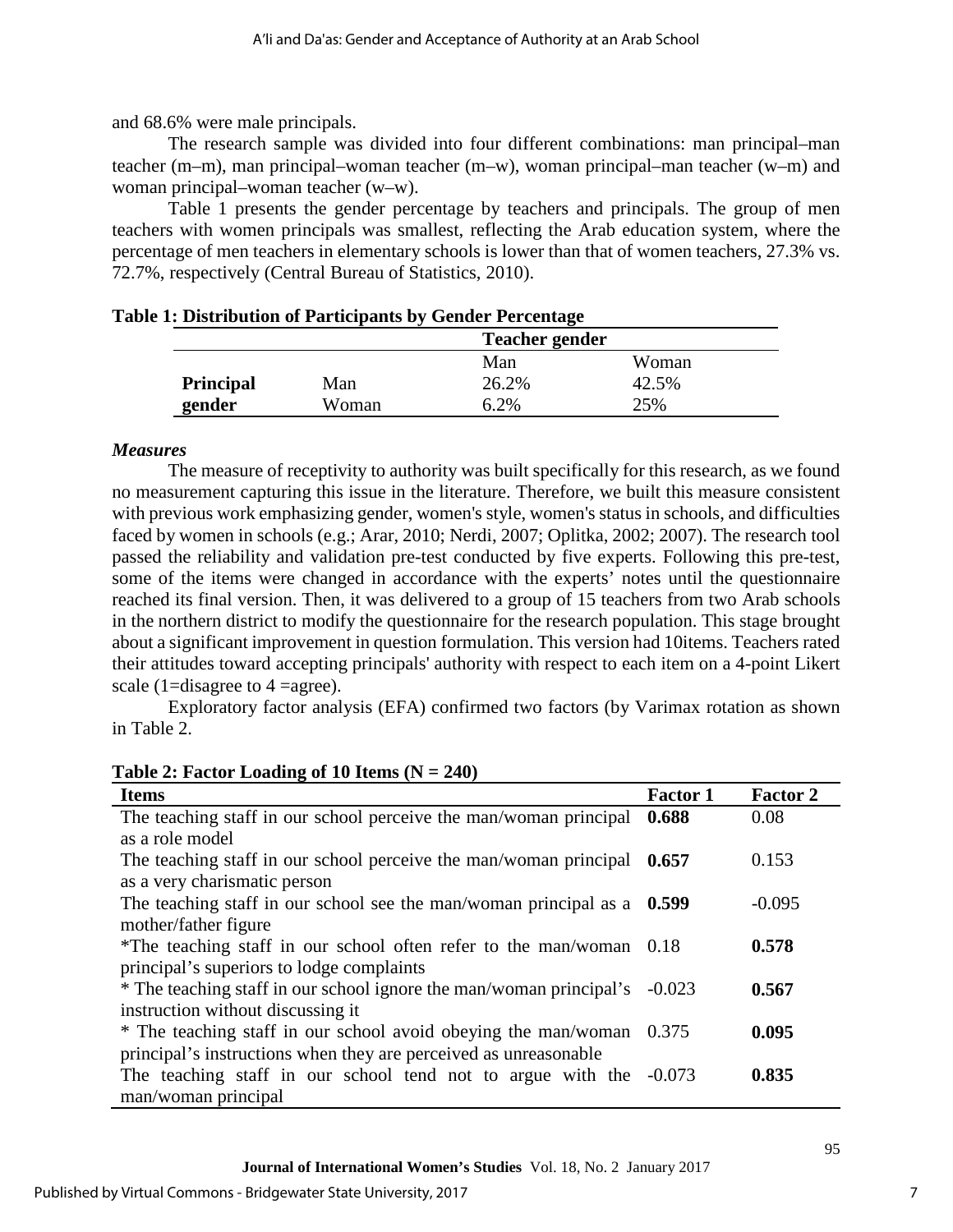and 68.6% were male principals.

The research sample was divided into four different combinations: man principal–man teacher (m–m), man principal–woman teacher (m–w), woman principal–man teacher (w–m) and woman principal–woman teacher (w–w).

Table 1 presents the gender percentage by teachers and principals. The group of men teachers with women principals was smallest, reflecting the Arab education system, where the percentage of men teachers in elementary schools is lower than that of women teachers, 27.3% vs. 72.7%, respectively (Central Bureau of Statistics, 2010).

**Table 1: Distribution of Participants by Gender Percentage**

| | | Teacher gender | |
|---|---|---|---|
| | | Man | Woman |
| **Principal gender** | Man | 26.2% | 42.5% |
| | Woman | 6.2% | 25% |

### *Measures*

The measure of receptivity to authority was built specifically for this research, as we found no measurement capturing this issue in the literature. Therefore, we built this measure consistent with previous work emphasizing gender, women's style, women's status in schools, and difficulties faced by women in schools (e.g.; Arar, 2010; Nerdi, 2007; Oplitka, 2002; 2007). The research tool passed the reliability and validation pre-test conducted by five experts. Following this pre-test, some of the items were changed in accordance with the experts' notes until the questionnaire reached its final version. Then, it was delivered to a group of 15 teachers from two Arab schools in the northern district to modify the questionnaire for the research population. This stage brought about a significant improvement in question formulation. This version had 10items. Teachers rated their attitudes toward accepting principals' authority with respect to each item on a 4-point Likert scale (1=disagree to 4 =agree).

Exploratory factor analysis (EFA) confirmed two factors (by Varimax rotation as shown in Table 2.

**Table 2: Factor Loading of 10 Items (N = 240)**

| Items | Factor 1 | Factor 2 |
|---|---|---|
| The teaching staff in our school perceive the man/woman principal as a role model | **0.688** | 0.08 |
| The teaching staff in our school perceive the man/woman principal as a very charismatic person | **0.657** | 0.153 |
| The teaching staff in our school see the man/woman principal as a mother/father figure | **0.599** | -0.095 |
| *The teaching staff in our school often refer to the man/woman principal's superiors to lodge complaints | 0.18 | **0.578** |
| * The teaching staff in our school ignore the man/woman principal's instruction without discussing it | -0.023 | **0.567** |
| * The teaching staff in our school avoid obeying the man/woman principal's instructions when they are perceived as unreasonable | 0.375 | **0.095** |
| The teaching staff in our school tend not to argue with the man/woman principal | -0.073 | **0.835** |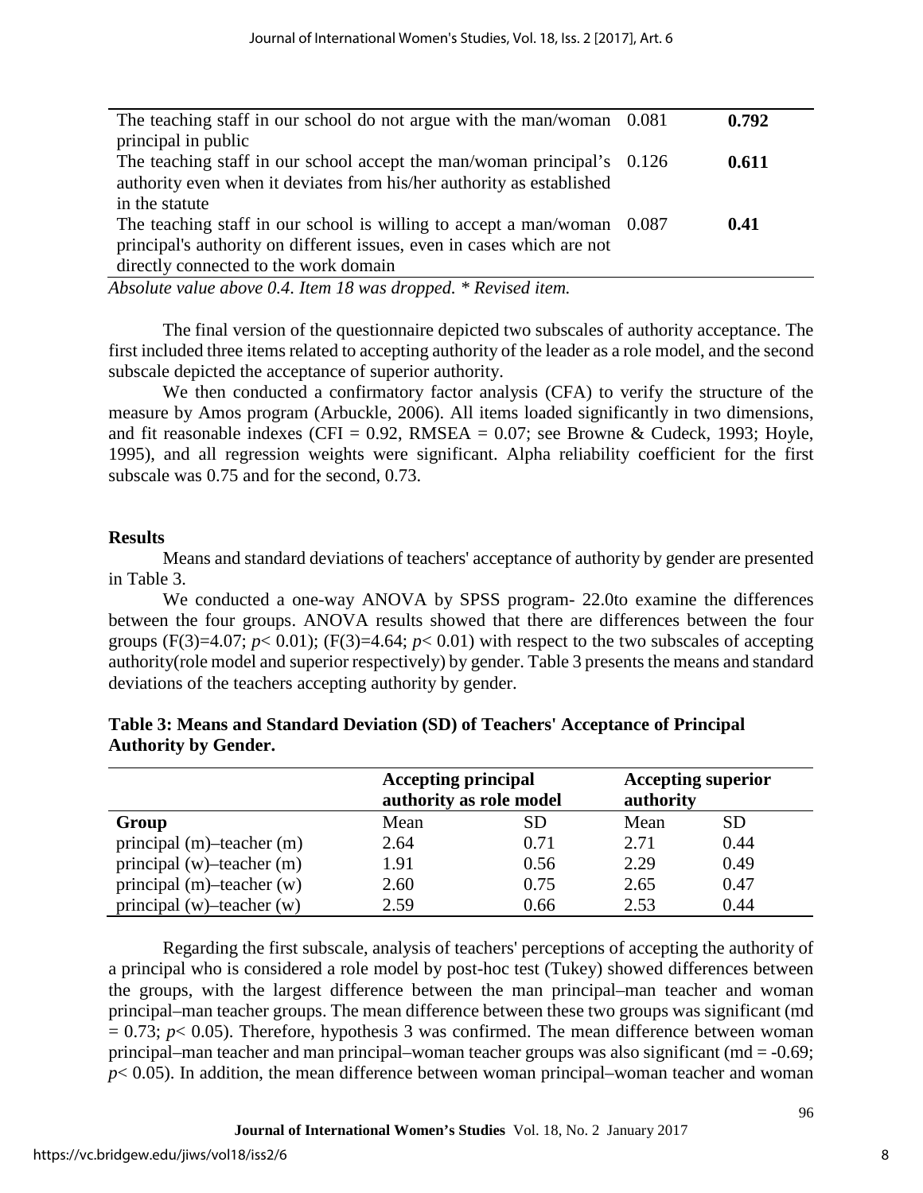| | | |
|---|---|---|
| The teaching staff in our school do not argue with the man/woman principal in public | 0.081 | **0.792** |
| The teaching staff in our school accept the man/woman principal's authority even when it deviates from his/her authority as established in the statute | 0.126 | **0.611** |
| The teaching staff in our school is willing to accept a man/woman principal's authority on different issues, even in cases which are not directly connected to the work domain | 0.087 | **0.41** |

*Absolute value above 0.4. Item 18 was dropped. * Revised item.*

The final version of the questionnaire depicted two subscales of authority acceptance. The first included three items related to accepting authority of the leader as a role model, and the second subscale depicted the acceptance of superior authority.

We then conducted a confirmatory factor analysis (CFA) to verify the structure of the measure by Amos program (Arbuckle, 2006). All items loaded significantly in two dimensions, and fit reasonable indexes (CFI = 0.92, RMSEA = 0.07; see Browne & Cudeck, 1993; Hoyle, 1995), and all regression weights were significant. Alpha reliability coefficient for the first subscale was 0.75 and for the second, 0.73.

### Results

Means and standard deviations of teachers' acceptance of authority by gender are presented in Table 3.

We conducted a one-way ANOVA by SPSS program- 22.0to examine the differences between the four groups. ANOVA results showed that there are differences between the four groups ($F(3)=4.07$; $p< 0.01$); ($F(3)=4.64$; $p< 0.01$) with respect to the two subscales of accepting authority(role model and superior respectively) by gender. Table 3 presents the means and standard deviations of the teachers accepting authority by gender.

**Table 3: Means and Standard Deviation (SD) of Teachers' Acceptance of Principal Authority by Gender.**

| | **Accepting principal authority as role model** | | **Accepting superior authority** | |
|---|---|---|---|---|
| **Group** | Mean | SD | Mean | SD |
| principal (m)–teacher (m) | 2.64 | 0.71 | 2.71 | 0.44 |
| principal (w)–teacher (m) | 1.91 | 0.56 | 2.29 | 0.49 |
| principal (m)–teacher (w) | 2.60 | 0.75 | 2.65 | 0.47 |
| principal (w)–teacher (w) | 2.59 | 0.66 | 2.53 | 0.44 |

Regarding the first subscale, analysis of teachers' perceptions of accepting the authority of a principal who is considered a role model by post-hoc test (Tukey) showed differences between the groups, with the largest difference between the man principal–man teacher and woman principal–man teacher groups. The mean difference between these two groups was significant (md = 0.73; $p< 0.05$). Therefore, hypothesis 3 was confirmed. The mean difference between woman principal–man teacher and man principal–woman teacher groups was also significant (md = -0.69; $p< 0.05$). In addition, the mean difference between woman principal–woman teacher and woman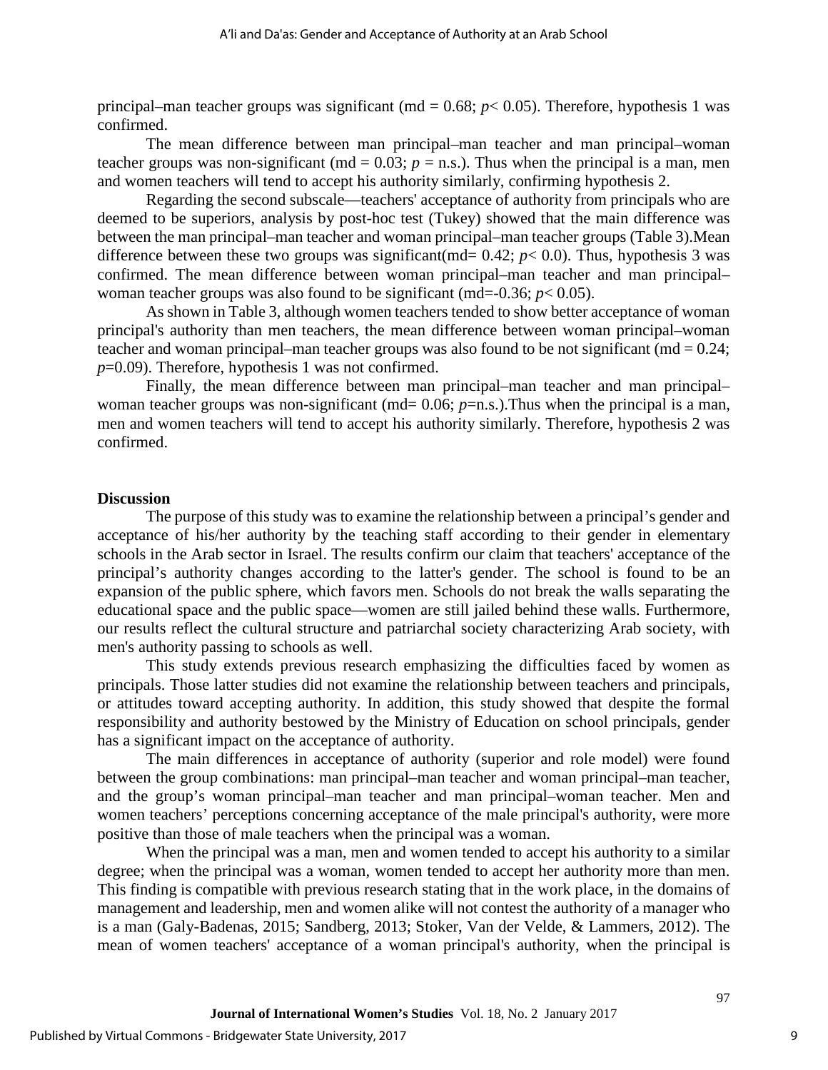principal–man teacher groups was significant (md = 0.68; $p < 0.05$). Therefore, hypothesis 1 was confirmed.

The mean difference between man principal–man teacher and man principal–woman teacher groups was non-significant (md = 0.03; $p$ = n.s.). Thus when the principal is a man, men and women teachers will tend to accept his authority similarly, confirming hypothesis 2.

Regarding the second subscale—teachers' acceptance of authority from principals who are deemed to be superiors, analysis by post-hoc test (Tukey) showed that the main difference was between the man principal–man teacher and woman principal–man teacher groups (Table 3).Mean difference between these two groups was significant(md= 0.42; $p < 0.0$). Thus, hypothesis 3 was confirmed. The mean difference between woman principal–man teacher and man principal–woman teacher groups was also found to be significant (md=-0.36; $p < 0.05$).

As shown in Table 3, although women teachers tended to show better acceptance of woman principal's authority than men teachers, the mean difference between woman principal–woman teacher and woman principal–man teacher groups was also found to be not significant (md = 0.24; $p$=0.09). Therefore, hypothesis 1 was not confirmed.

Finally, the mean difference between man principal–man teacher and man principal–woman teacher groups was non-significant (md= 0.06; $p$=n.s.).Thus when the principal is a man, men and women teachers will tend to accept his authority similarly. Therefore, hypothesis 2 was confirmed.

## Discussion

The purpose of this study was to examine the relationship between a principal's gender and acceptance of his/her authority by the teaching staff according to their gender in elementary schools in the Arab sector in Israel. The results confirm our claim that teachers' acceptance of the principal's authority changes according to the latter's gender. The school is found to be an expansion of the public sphere, which favors men. Schools do not break the walls separating the educational space and the public space—women are still jailed behind these walls. Furthermore, our results reflect the cultural structure and patriarchal society characterizing Arab society, with men's authority passing to schools as well.

This study extends previous research emphasizing the difficulties faced by women as principals. Those latter studies did not examine the relationship between teachers and principals, or attitudes toward accepting authority. In addition, this study showed that despite the formal responsibility and authority bestowed by the Ministry of Education on school principals, gender has a significant impact on the acceptance of authority.

The main differences in acceptance of authority (superior and role model) were found between the group combinations: man principal–man teacher and woman principal–man teacher, and the group's woman principal–man teacher and man principal–woman teacher. Men and women teachers' perceptions concerning acceptance of the male principal's authority, were more positive than those of male teachers when the principal was a woman.

When the principal was a man, men and women tended to accept his authority to a similar degree; when the principal was a woman, women tended to accept her authority more than men. This finding is compatible with previous research stating that in the work place, in the domains of management and leadership, men and women alike will not contest the authority of a manager who is a man (Galy-Badenas, 2015; Sandberg, 2013; Stoker, Van der Velde, & Lammers, 2012). The mean of women teachers' acceptance of a woman principal's authority, when the principal is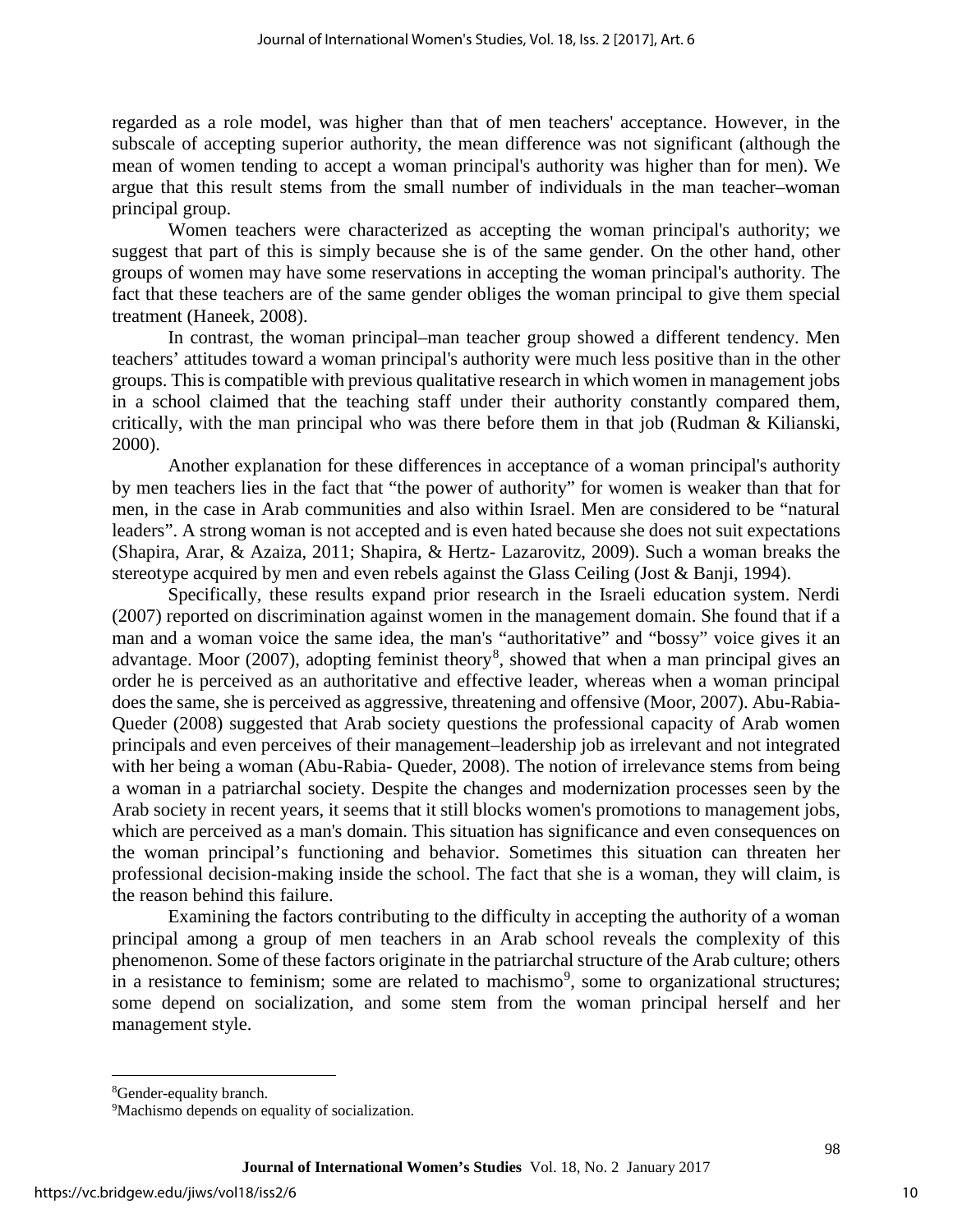regarded as a role model, was higher than that of men teachers' acceptance. However, in the subscale of accepting superior authority, the mean difference was not significant (although the mean of women tending to accept a woman principal's authority was higher than for men). We argue that this result stems from the small number of individuals in the man teacher–woman principal group.

Women teachers were characterized as accepting the woman principal's authority; we suggest that part of this is simply because she is of the same gender. On the other hand, other groups of women may have some reservations in accepting the woman principal's authority. The fact that these teachers are of the same gender obliges the woman principal to give them special treatment (Haneek, 2008).

In contrast, the woman principal–man teacher group showed a different tendency. Men teachers' attitudes toward a woman principal's authority were much less positive than in the other groups. This is compatible with previous qualitative research in which women in management jobs in a school claimed that the teaching staff under their authority constantly compared them, critically, with the man principal who was there before them in that job (Rudman & Kilianski, 2000).

Another explanation for these differences in acceptance of a woman principal's authority by men teachers lies in the fact that "the power of authority" for women is weaker than that for men, in the case in Arab communities and also within Israel. Men are considered to be "natural leaders". A strong woman is not accepted and is even hated because she does not suit expectations (Shapira, Arar, & Azaiza, 2011; Shapira, & Hertz- Lazarovitz, 2009). Such a woman breaks the stereotype acquired by men and even rebels against the Glass Ceiling (Jost & Banji, 1994).

Specifically, these results expand prior research in the Israeli education system. Nerdi (2007) reported on discrimination against women in the management domain. She found that if a man and a woman voice the same idea, the man's "authoritative" and "bossy" voice gives it an advantage. Moor (2007), adopting feminist theory[8], showed that when a man principal gives an order he is perceived as an authoritative and effective leader, whereas when a woman principal does the same, she is perceived as aggressive, threatening and offensive (Moor, 2007). Abu-Rabia-Queder (2008) suggested that Arab society questions the professional capacity of Arab women principals and even perceives of their management–leadership job as irrelevant and not integrated with her being a woman (Abu-Rabia- Queder, 2008). The notion of irrelevance stems from being a woman in a patriarchal society. Despite the changes and modernization processes seen by the Arab society in recent years, it seems that it still blocks women's promotions to management jobs, which are perceived as a man's domain. This situation has significance and even consequences on the woman principal's functioning and behavior. Sometimes this situation can threaten her professional decision-making inside the school. The fact that she is a woman, they will claim, is the reason behind this failure.

Examining the factors contributing to the difficulty in accepting the authority of a woman principal among a group of men teachers in an Arab school reveals the complexity of this phenomenon. Some of these factors originate in the patriarchal structure of the Arab culture; others in a resistance to feminism; some are related to machismo[9], some to organizational structures; some depend on socialization, and some stem from the woman principal herself and her management style.

---

[8]Gender-equality branch.

[9]Machismo depends on equality of socialization.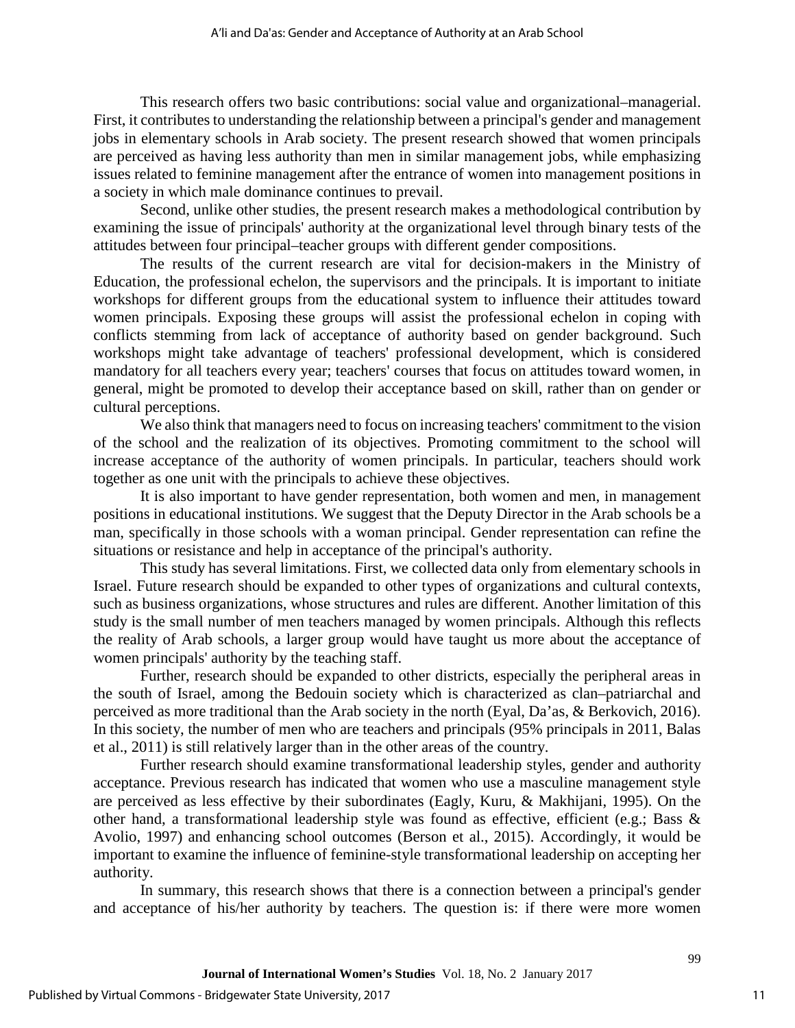This research offers two basic contributions: social value and organizational–managerial. First, it contributes to understanding the relationship between a principal's gender and management jobs in elementary schools in Arab society. The present research showed that women principals are perceived as having less authority than men in similar management jobs, while emphasizing issues related to feminine management after the entrance of women into management positions in a society in which male dominance continues to prevail.

Second, unlike other studies, the present research makes a methodological contribution by examining the issue of principals' authority at the organizational level through binary tests of the attitudes between four principal–teacher groups with different gender compositions.

The results of the current research are vital for decision-makers in the Ministry of Education, the professional echelon, the supervisors and the principals. It is important to initiate workshops for different groups from the educational system to influence their attitudes toward women principals. Exposing these groups will assist the professional echelon in coping with conflicts stemming from lack of acceptance of authority based on gender background. Such workshops might take advantage of teachers' professional development, which is considered mandatory for all teachers every year; teachers' courses that focus on attitudes toward women, in general, might be promoted to develop their acceptance based on skill, rather than on gender or cultural perceptions.

We also think that managers need to focus on increasing teachers' commitment to the vision of the school and the realization of its objectives. Promoting commitment to the school will increase acceptance of the authority of women principals. In particular, teachers should work together as one unit with the principals to achieve these objectives.

It is also important to have gender representation, both women and men, in management positions in educational institutions. We suggest that the Deputy Director in the Arab schools be a man, specifically in those schools with a woman principal. Gender representation can refine the situations or resistance and help in acceptance of the principal's authority.

This study has several limitations. First, we collected data only from elementary schools in Israel. Future research should be expanded to other types of organizations and cultural contexts, such as business organizations, whose structures and rules are different. Another limitation of this study is the small number of men teachers managed by women principals. Although this reflects the reality of Arab schools, a larger group would have taught us more about the acceptance of women principals' authority by the teaching staff.

Further, research should be expanded to other districts, especially the peripheral areas in the south of Israel, among the Bedouin society which is characterized as clan–patriarchal and perceived as more traditional than the Arab society in the north (Eyal, Da'as, & Berkovich, 2016). In this society, the number of men who are teachers and principals (95% principals in 2011, Balas et al., 2011) is still relatively larger than in the other areas of the country.

Further research should examine transformational leadership styles, gender and authority acceptance. Previous research has indicated that women who use a masculine management style are perceived as less effective by their subordinates (Eagly, Kuru, & Makhijani, 1995). On the other hand, a transformational leadership style was found as effective, efficient (e.g.; Bass & Avolio, 1997) and enhancing school outcomes (Berson et al., 2015). Accordingly, it would be important to examine the influence of feminine-style transformational leadership on accepting her authority.

In summary, this research shows that there is a connection between a principal's gender and acceptance of his/her authority by teachers. The question is: if there were more women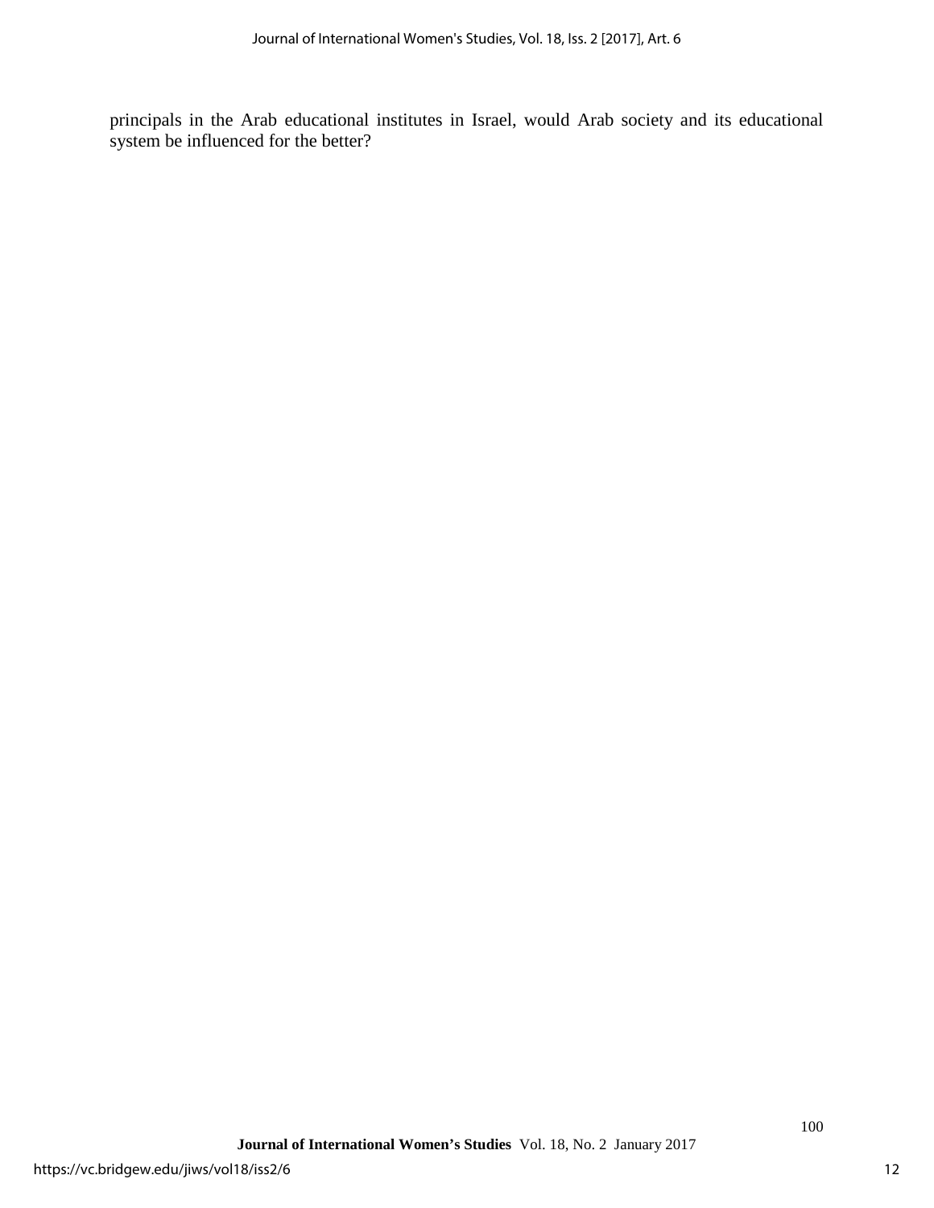principals in the Arab educational institutes in Israel, would Arab society and its educational system be influenced for the better?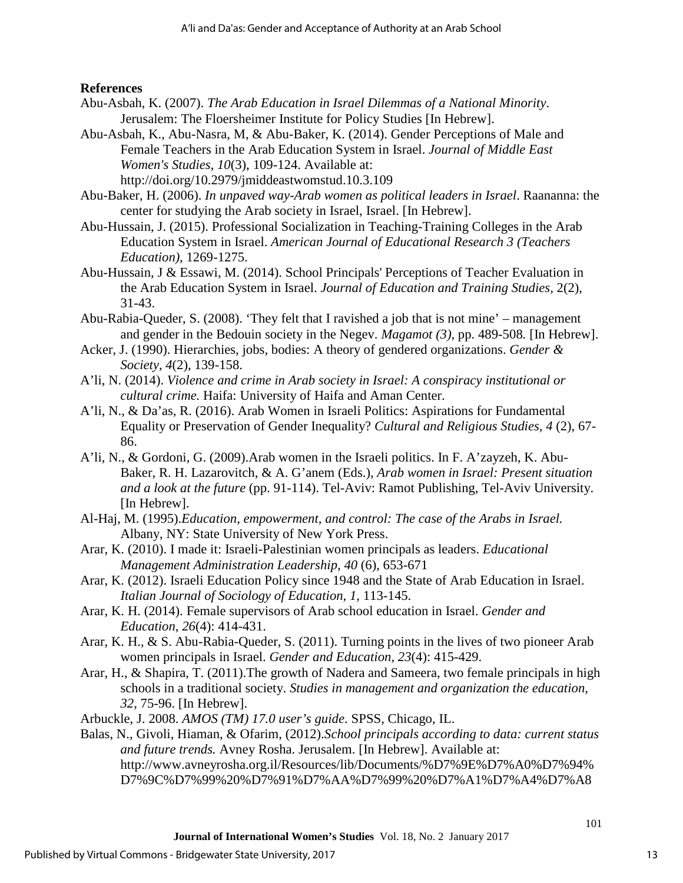**References**

Abu-Asbah, K. (2007). *The Arab Education in Israel Dilemmas of a National Minority*. Jerusalem: The Floersheimer Institute for Policy Studies [In Hebrew].

Abu-Asbah, K., Abu-Nasra, M, & Abu-Baker, K. (2014). Gender Perceptions of Male and Female Teachers in the Arab Education System in Israel. *Journal of Middle East Women's Studies*, *10*(3), 109-124. Available at: http://doi.org/10.2979/jmiddeastwomstud.10.3.109

Abu-Baker, H. (2006). *In unpaved way-Arab women as political leaders in Israel*. Raananna: the center for studying the Arab society in Israel, Israel. [In Hebrew].

Abu-Hussain, J. (2015). Professional Socialization in Teaching-Training Colleges in the Arab Education System in Israel. *American Journal of Educational Research 3 (Teachers Education)*, 1269-1275.

Abu-Hussain, J & Essawi, M. (2014). School Principals' Perceptions of Teacher Evaluation in the Arab Education System in Israel. *Journal of Education and Training Studies*, 2(2), 31-43.

Abu-Rabia-Queder, S. (2008). 'They felt that I ravished a job that is not mine' – management and gender in the Bedouin society in the Negev. *Magamot (3)*, pp. 489-508*.* [In Hebrew].

Acker, J. (1990). Hierarchies, jobs, bodies: A theory of gendered organizations. *Gender & Society*, *4*(2), 139-158.

A'li, N. (2014). *Violence and crime in Arab society in Israel: A conspiracy institutional or cultural crime.* Haifa: University of Haifa and Aman Center.

A'li, N., & Da'as, R. (2016). Arab Women in Israeli Politics: Aspirations for Fundamental Equality or Preservation of Gender Inequality? *Cultural and Religious Studies, 4* (2), 67-86.

A'li, N., & Gordoni, G. (2009).Arab women in the Israeli politics. In F. A'zayzeh, K. Abu-Baker, R. H. Lazarovitch, & A. G'anem (Eds.), *Arab women in Israel: Present situation and a look at the future* (pp. 91-114). Tel-Aviv: Ramot Publishing, Tel-Aviv University. [In Hebrew].

Al-Haj, M. (1995).*Education, empowerment, and control: The case of the Arabs in Israel.* Albany, NY: State University of New York Press.

Arar, K. (2010). I made it: Israeli-Palestinian women principals as leaders. *Educational Management Administration Leadership, 40* (6), 653-671

Arar, K. (2012). Israeli Education Policy since 1948 and the State of Arab Education in Israel. *Italian Journal of Sociology of Education, 1,* 113-145.

Arar, K. H. (2014). Female supervisors of Arab school education in Israel. *Gender and Education, 26*(4): 414-431.

Arar, K. H., & S. Abu-Rabia-Queder, S. (2011). Turning points in the lives of two pioneer Arab women principals in Israel. *Gender and Education, 23*(4): 415-429.

Arar, H., & Shapira, T. (2011).The growth of Nadera and Sameera, two female principals in high schools in a traditional society. *Studies in management and organization the education, 32*, 75-96. [In Hebrew].

Arbuckle, J. 2008. *AMOS (TM) 17.0 user's guide*. SPSS, Chicago, IL.

Balas, N., Givoli, Hiaman, & Ofarim, (2012).*School principals according to data: current status and future trends.* Avney Rosha. Jerusalem. [In Hebrew]. Available at: http://www.avneyrosha.org.il/Resources/lib/Documents/%D7%9E%D7%A0%D7%94%D7%9C%D7%99%20%D7%91%D7%AA%D7%99%20%D7%A1%D7%A4%D7%A8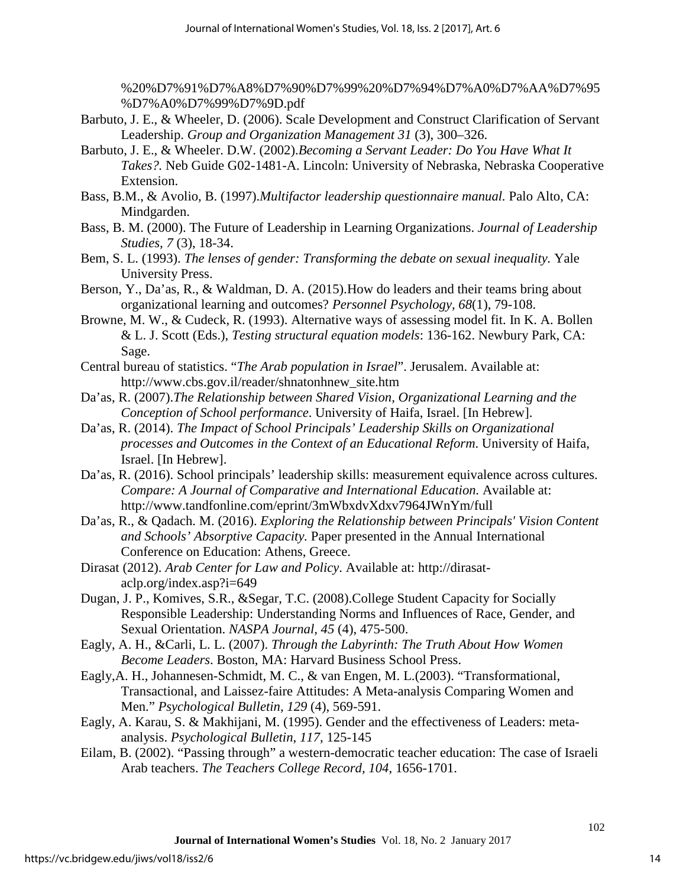%20%D7%91%D7%A8%D7%90%D7%99%20%D7%94%D7%A0%D7%AA%D7%95%D7%A0%D7%99%D7%9D.pdf

Barbuto, J. E., & Wheeler, D. (2006). Scale Development and Construct Clarification of Servant Leadership. *Group and Organization Management 31* (3), 300–326.

Barbuto, J. E., & Wheeler. D.W. (2002).*Becoming a Servant Leader: Do You Have What It Takes?.* Neb Guide G02-1481-A. Lincoln: University of Nebraska, Nebraska Cooperative Extension.

Bass, B.M., & Avolio, B. (1997).*Multifactor leadership questionnaire manual.* Palo Alto, CA: Mindgarden.

Bass, B. M. (2000). The Future of Leadership in Learning Organizations. *Journal of Leadership Studies, 7* (3), 18-34.

Bem, S. L. (1993). *The lenses of gender: Transforming the debate on sexual inequality.* Yale University Press.

Berson, Y., Da'as, R., & Waldman, D. A. (2015).How do leaders and their teams bring about organizational learning and outcomes? *Personnel Psychology, 68*(1), 79-108.

Browne, M. W., & Cudeck, R. (1993). Alternative ways of assessing model fit. In K. A. Bollen & L. J. Scott (Eds.), *Testing structural equation models*: 136-162. Newbury Park, CA: Sage.

Central bureau of statistics. "*The Arab population in Israel*". Jerusalem. Available at: http://www.cbs.gov.il/reader/shnatonhnew_site.htm

Da'as, R. (2007).*The Relationship between Shared Vision, Organizational Learning and the Conception of School performance*. University of Haifa, Israel. [In Hebrew].

Da'as, R. (2014). *The Impact of School Principals' Leadership Skills on Organizational processes and Outcomes in the Context of an Educational Reform*. University of Haifa, Israel. [In Hebrew].

Da'as, R. (2016). School principals' leadership skills: measurement equivalence across cultures. *Compare: A Journal of Comparative and International Education.* Available at: http://www.tandfonline.com/eprint/3mWbxdvXdxv7964JWnYm/full

Da'as, R., & Qadach. M. (2016). *Exploring the Relationship between Principals' Vision Content and Schools' Absorptive Capacity.* Paper presented in the Annual International Conference on Education: Athens, Greece.

Dirasat (2012). *Arab Center for Law and Policy*. Available at: http://dirasat-aclp.org/index.asp?i=649

Dugan, J. P., Komives, S.R., &Segar, T.C. (2008).College Student Capacity for Socially Responsible Leadership: Understanding Norms and Influences of Race, Gender, and Sexual Orientation. *NASPA Journal, 45* (4), 475-500.

Eagly, A. H., &Carli, L. L. (2007). *Through the Labyrinth: The Truth About How Women Become Leaders*. Boston, MA: Harvard Business School Press.

Eagly,A. H., Johannesen-Schmidt, M. C., & van Engen, M. L.(2003). "Transformational, Transactional, and Laissez-faire Attitudes: A Meta-analysis Comparing Women and Men." *Psychological Bulletin, 129* (4), 569-591.

Eagly, A. Karau, S. & Makhijani, M. (1995). Gender and the effectiveness of Leaders: meta-analysis. *Psychological Bulletin*, *117*, 125-145

Eilam, B. (2002). "Passing through" a western-democratic teacher education: The case of Israeli Arab teachers. *The Teachers College Record, 104*, 1656-1701.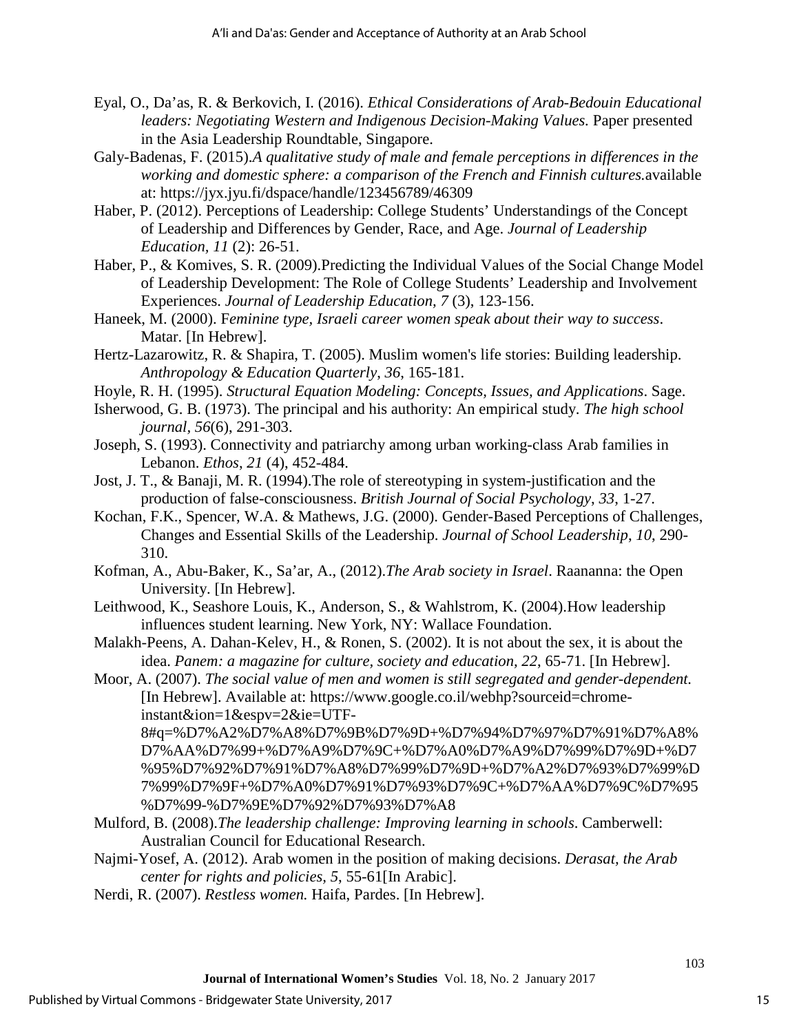Eyal, O., Da'as, R. & Berkovich, I. (2016). *Ethical Considerations of Arab-Bedouin Educational leaders: Negotiating Western and Indigenous Decision-Making Values.* Paper presented in the Asia Leadership Roundtable, Singapore.

Galy-Badenas, F. (2015).*A qualitative study of male and female perceptions in differences in the working and domestic sphere: a comparison of the French and Finnish cultures.*available at: https://jyx.jyu.fi/dspace/handle/123456789/46309

Haber, P. (2012). Perceptions of Leadership: College Students' Understandings of the Concept of Leadership and Differences by Gender, Race, and Age. *Journal of Leadership Education, 11* (2): 26-51.

Haber, P., & Komives, S. R. (2009).Predicting the Individual Values of the Social Change Model of Leadership Development: The Role of College Students' Leadership and Involvement Experiences. *Journal of Leadership Education, 7* (3), 123-156.

Haneek, M. (2000). F*eminine type, Israeli career women speak about their way to success*. Matar. [In Hebrew].

Hertz-Lazarowitz, R. & Shapira, T. (2005). Muslim women's life stories: Building leadership. *Anthropology & Education Quarterly*, *36*, 165-181.

Hoyle, R. H. (1995). *Structural Equation Modeling: Concepts, Issues, and Applications*. Sage.

Isherwood, G. B. (1973). The principal and his authority: An empirical study. *The high school journal*, *56*(6), 291-303.

Joseph, S. (1993). Connectivity and patriarchy among urban working-class Arab families in Lebanon. *Ethos*, *21* (4), 452-484.

Jost, J. T., & Banaji, M. R. (1994).The role of stereotyping in system-justification and the production of false-consciousness. *British Journal of Social Psychology*, *33*, 1-27.

Kochan, F.K., Spencer, W.A. & Mathews, J.G. (2000). Gender-Based Perceptions of Challenges, Changes and Essential Skills of the Leadership. *Journal of School Leadership*, *10*, 290-310.

Kofman, A., Abu-Baker, K., Sa'ar, A., (2012).*The Arab society in Israel*. Raananna: the Open University. [In Hebrew].

Leithwood, K., Seashore Louis, K., Anderson, S., & Wahlstrom, K. (2004).How leadership influences student learning. New York, NY: Wallace Foundation.

Malakh-Peens, A. Dahan-Kelev, H., & Ronen, S. (2002). It is not about the sex, it is about the idea. *Panem: a magazine for culture, society and education, 22*, 65-71. [In Hebrew].

Moor, A. (2007). *The social value of men and women is still segregated and gender-dependent.* [In Hebrew]. Available at: https://www.google.co.il/webhp?sourceid=chrome-instant&ion=1&espv=2&ie=UTF-8#q=%D7%A2%D7%A8%D7%9B%D7%9D+%D7%94%D7%97%D7%91%D7%A8%D7%AA%D7%99+%D7%A9%D7%9C+%D7%A0%D7%A9%D7%99%D7%9D+%D7%95%D7%92%D7%91%D7%A8%D7%99%D7%9D+%D7%A2%D7%93%D7%99%D7%99%D7%9F+%D7%A0%D7%91%D7%93%D7%9C+%D7%AA%D7%9C%D7%95%D7%99-%D7%9E%D7%92%D7%93%D7%A8

Mulford, B. (2008).*The leadership challenge: Improving learning in schools*. Camberwell: Australian Council for Educational Research.

Najmi-Yosef, A. (2012). Arab women in the position of making decisions. *Derasat, the Arab center for rights and policies, 5*, 55-61[In Arabic].

Nerdi, R. (2007). *Restless women.* Haifa, Pardes. [In Hebrew].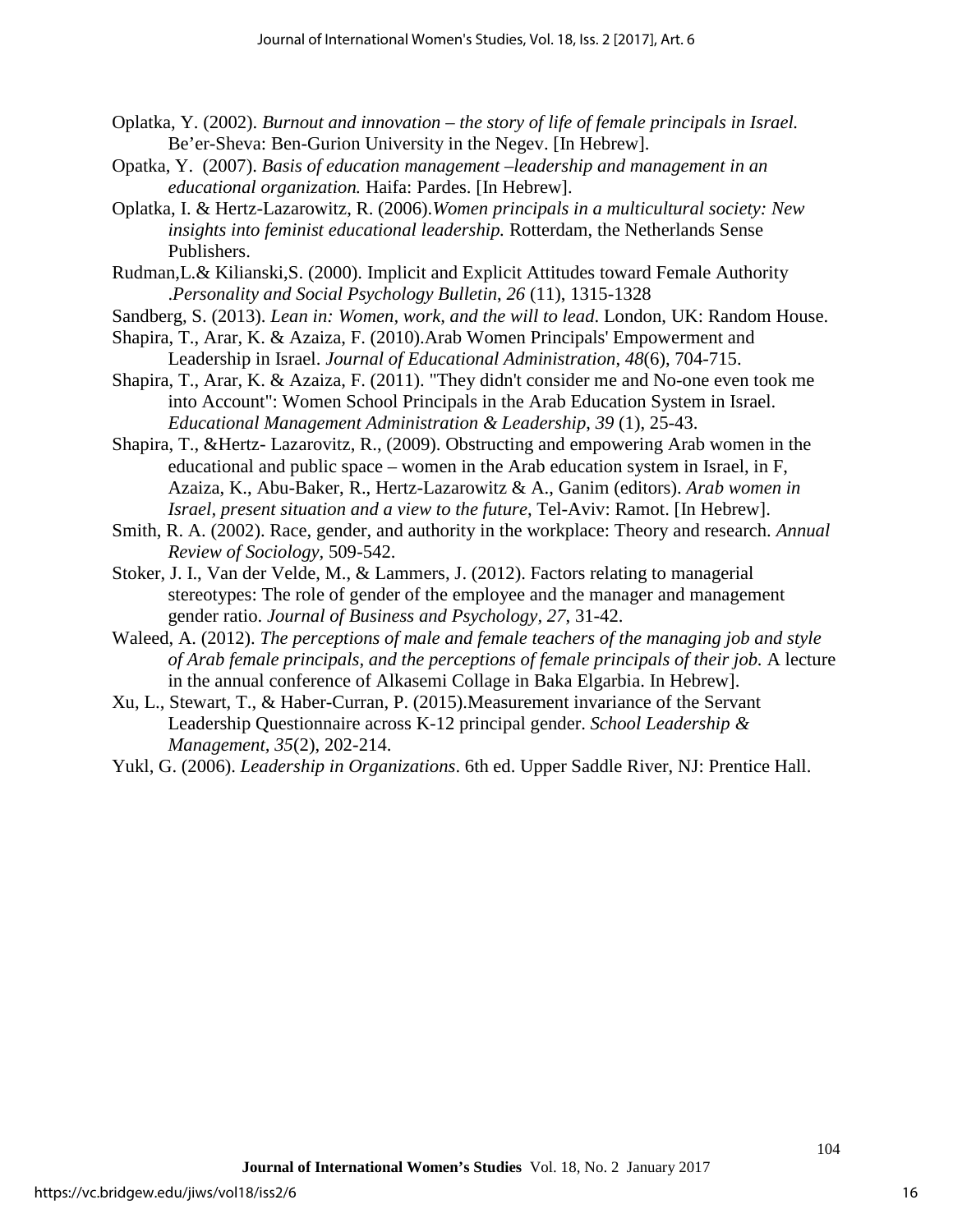Oplatka, Y. (2002). *Burnout and innovation – the story of life of female principals in Israel.* Be'er-Sheva: Ben-Gurion University in the Negev. [In Hebrew].

Opatka, Y. (2007). *Basis of education management –leadership and management in an educational organization.* Haifa: Pardes. [In Hebrew].

Oplatka, I. & Hertz-Lazarowitz, R. (2006).*Women principals in a multicultural society: New insights into feminist educational leadership.* Rotterdam, the Netherlands Sense Publishers.

Rudman,L.& Kilianski,S. (2000). Implicit and Explicit Attitudes toward Female Authority .*Personality and Social Psychology Bulletin, 26* (11), 1315-1328

Sandberg, S. (2013). *Lean in: Women, work, and the will to lead*. London, UK: Random House.

Shapira, T., Arar, K. & Azaiza, F. (2010).Arab Women Principals' Empowerment and Leadership in Israel. *Journal of Educational Administration*, *48*(6), 704-715.

Shapira, T., Arar, K. & Azaiza, F. (2011). "They didn't consider me and No-one even took me into Account": Women School Principals in the Arab Education System in Israel. *Educational Management Administration & Leadership, 39* (1), 25-43.

Shapira, T., &Hertz- Lazarovitz, R., (2009). Obstructing and empowering Arab women in the educational and public space – women in the Arab education system in Israel, in F, Azaiza, K., Abu-Baker, R., Hertz-Lazarowitz & A., Ganim (editors). *Arab women in Israel, present situation and a view to the future*, Tel-Aviv: Ramot. [In Hebrew].

Smith, R. A. (2002). Race, gender, and authority in the workplace: Theory and research. *Annual Review of Sociology*, 509-542.

Stoker, J. I., Van der Velde, M., & Lammers, J. (2012). Factors relating to managerial stereotypes: The role of gender of the employee and the manager and management gender ratio. *Journal of Business and Psychology, 27*, 31-42.

Waleed, A. (2012). *The perceptions of male and female teachers of the managing job and style of Arab female principals, and the perceptions of female principals of their job.* A lecture in the annual conference of Alkasemi Collage in Baka Elgarbia. In Hebrew].

Xu, L., Stewart, T., & Haber-Curran, P. (2015).Measurement invariance of the Servant Leadership Questionnaire across K-12 principal gender. *School Leadership & Management, 35*(2), 202-214.

Yukl, G. (2006). *Leadership in Organizations*. 6th ed. Upper Saddle River, NJ: Prentice Hall.